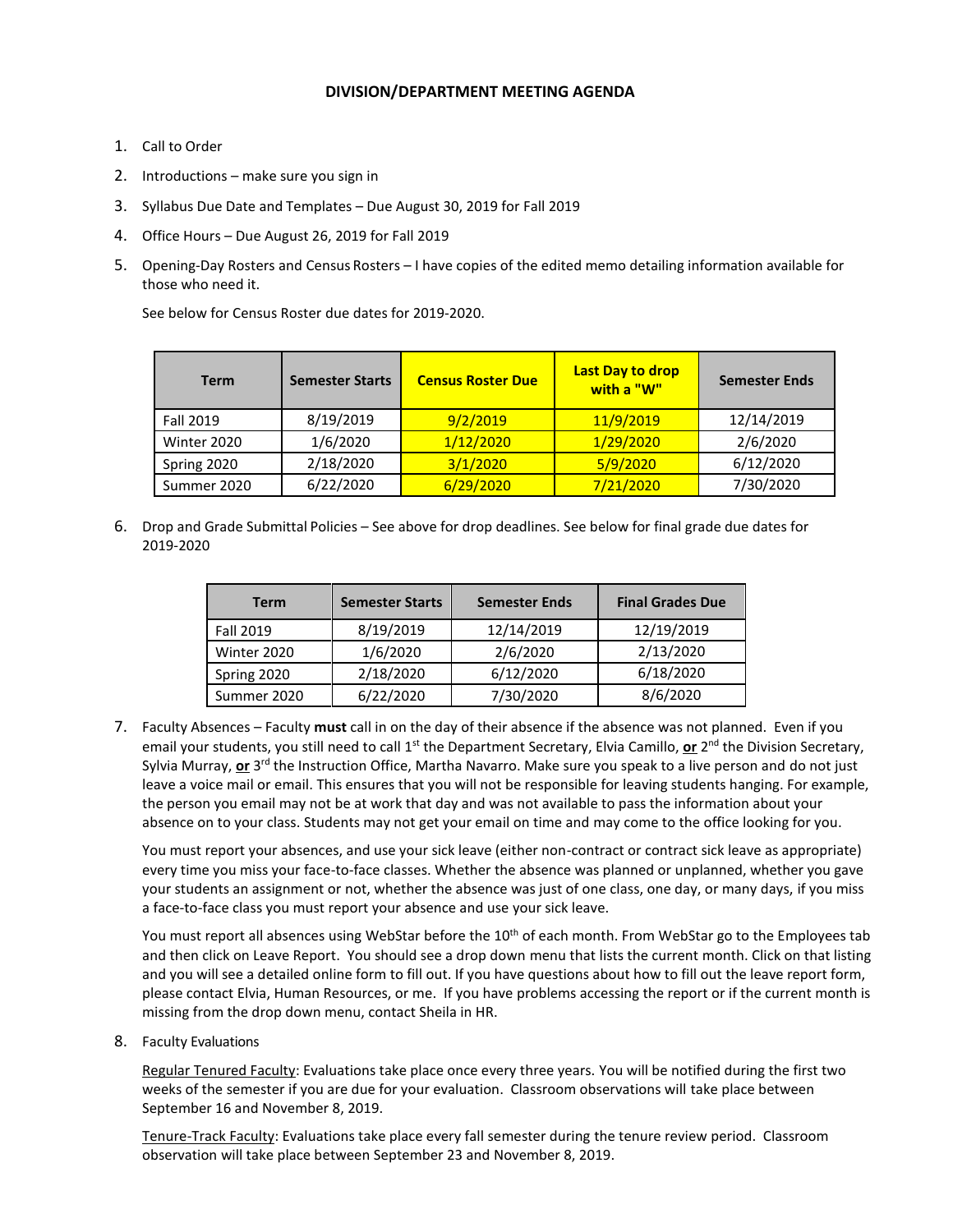# DIVISION/DEPARTMENT MEETING AGENDA

1. Call to Order
2. Introductions – make sure you sign in
3. Syllabus Due Date and Templates – Due August 30, 2019 for Fall 2019
4. Office Hours – Due August 26, 2019 for Fall 2019
5. Opening-Day Rosters and Census Rosters – I have copies of the edited memo detailing information available for those who need it.

   See below for Census Roster due dates for 2019-2020.

| Term | Semester Starts | Census Roster Due | Last Day to drop with a "W" | Semester Ends |
|---|---|---|---|---|
| Fall 2019 | 8/19/2019 | 9/2/2019 | 11/9/2019 | 12/14/2019 |
| Winter 2020 | 1/6/2020 | 1/12/2020 | 1/29/2020 | 2/6/2020 |
| Spring 2020 | 2/18/2020 | 3/1/2020 | 5/9/2020 | 6/12/2020 |
| Summer 2020 | 6/22/2020 | 6/29/2020 | 7/21/2020 | 7/30/2020 |

6. Drop and Grade Submittal Policies – See above for drop deadlines. See below for final grade due dates for 2019-2020

| Term | Semester Starts | Semester Ends | Final Grades Due |
|---|---|---|---|
| Fall 2019 | 8/19/2019 | 12/14/2019 | 12/19/2019 |
| Winter 2020 | 1/6/2020 | 2/6/2020 | 2/13/2020 |
| Spring 2020 | 2/18/2020 | 6/12/2020 | 6/18/2020 |
| Summer 2020 | 6/22/2020 | 7/30/2020 | 8/6/2020 |

7. Faculty Absences – Faculty **must** call in on the day of their absence if the absence was not planned. Even if you email your students, you still need to call 1st the Department Secretary, Elvia Camillo, **or** 2nd the Division Secretary, Sylvia Murray, **or** 3rd the Instruction Office, Martha Navarro. Make sure you speak to a live person and do not just leave a voice mail or email. This ensures that you will not be responsible for leaving students hanging. For example, the person you email may not be at work that day and was not available to pass the information about your absence on to your class. Students may not get your email on time and may come to the office looking for you.

   You must report your absences, and use your sick leave (either non-contract or contract sick leave as appropriate) every time you miss your face-to-face classes. Whether the absence was planned or unplanned, whether you gave your students an assignment or not, whether the absence was just of one class, one day, or many days, if you miss a face-to-face class you must report your absence and use your sick leave.

   You must report all absences using WebStar before the 10th of each month. From WebStar go to the Employees tab and then click on Leave Report. You should see a drop down menu that lists the current month. Click on that listing and you will see a detailed online form to fill out. If you have questions about how to fill out the leave report form, please contact Elvia, Human Resources, or me. If you have problems accessing the report or if the current month is missing from the drop down menu, contact Sheila in HR.

8. Faculty Evaluations

   Regular Tenured Faculty: Evaluations take place once every three years. You will be notified during the first two weeks of the semester if you are due for your evaluation. Classroom observations will take place between September 16 and November 8, 2019.

   Tenure-Track Faculty: Evaluations take place every fall semester during the tenure review period. Classroom observation will take place between September 23 and November 8, 2019.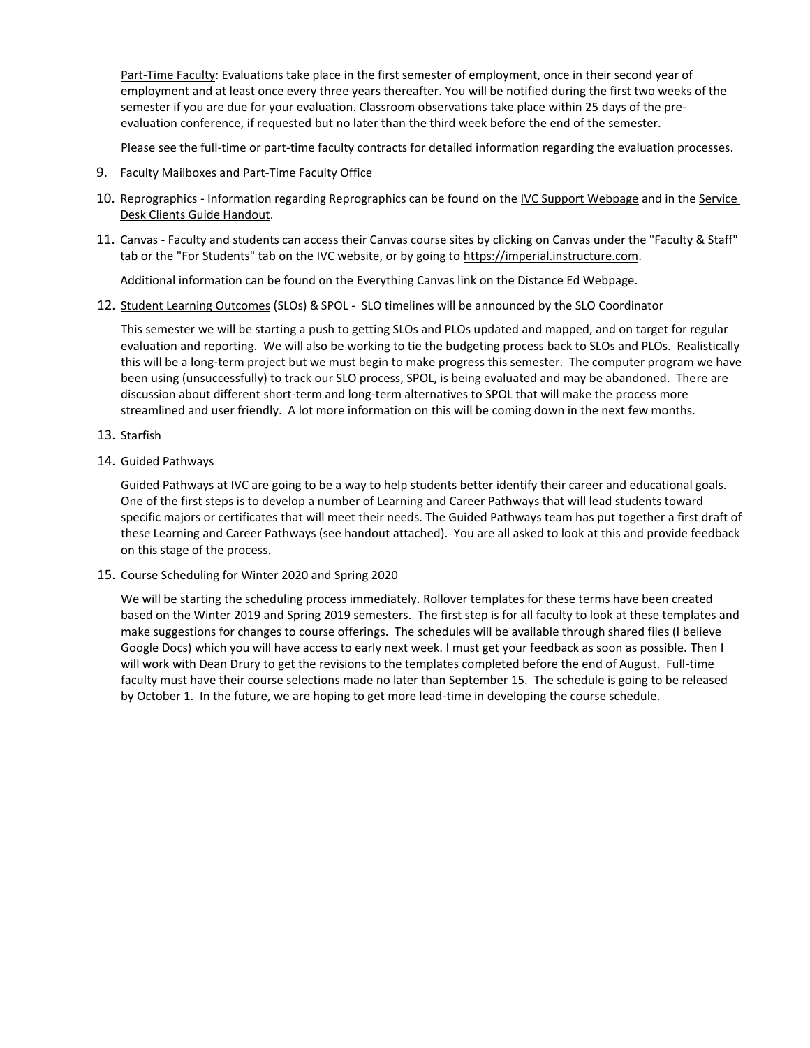Part-Time Faculty: Evaluations take place in the first semester of employment, once in their second year of employment and at least once every three years thereafter. You will be notified during the first two weeks of the semester if you are due for your evaluation. Classroom observations take place within 25 days of the pre-evaluation conference, if requested but no later than the third week before the end of the semester.

Please see the full-time or part-time faculty contracts for detailed information regarding the evaluation processes.

9. Faculty Mailboxes and Part-Time Faculty Office

10. Reprographics - Information regarding Reprographics can be found on the IVC Support Webpage and in the Service Desk Clients Guide Handout.

11. Canvas - Faculty and students can access their Canvas course sites by clicking on Canvas under the "Faculty & Staff" tab or the "For Students" tab on the IVC website, or by going to https://imperial.instructure.com.

    Additional information can be found on the Everything Canvas link on the Distance Ed Webpage.

12. Student Learning Outcomes (SLOs) & SPOL - SLO timelines will be announced by the SLO Coordinator

    This semester we will be starting a push to getting SLOs and PLOs updated and mapped, and on target for regular evaluation and reporting. We will also be working to tie the budgeting process back to SLOs and PLOs. Realistically this will be a long-term project but we must begin to make progress this semester. The computer program we have been using (unsuccessfully) to track our SLO process, SPOL, is being evaluated and may be abandoned. There are discussion about different short-term and long-term alternatives to SPOL that will make the process more streamlined and user friendly. A lot more information on this will be coming down in the next few months.

13. Starfish

14. Guided Pathways

    Guided Pathways at IVC are going to be a way to help students better identify their career and educational goals. One of the first steps is to develop a number of Learning and Career Pathways that will lead students toward specific majors or certificates that will meet their needs. The Guided Pathways team has put together a first draft of these Learning and Career Pathways (see handout attached). You are all asked to look at this and provide feedback on this stage of the process.

15. Course Scheduling for Winter 2020 and Spring 2020

    We will be starting the scheduling process immediately. Rollover templates for these terms have been created based on the Winter 2019 and Spring 2019 semesters. The first step is for all faculty to look at these templates and make suggestions for changes to course offerings. The schedules will be available through shared files (I believe Google Docs) which you will have access to early next week. I must get your feedback as soon as possible. Then I will work with Dean Drury to get the revisions to the templates completed before the end of August. Full-time faculty must have their course selections made no later than September 15. The schedule is going to be released by October 1. In the future, we are hoping to get more lead-time in developing the course schedule.